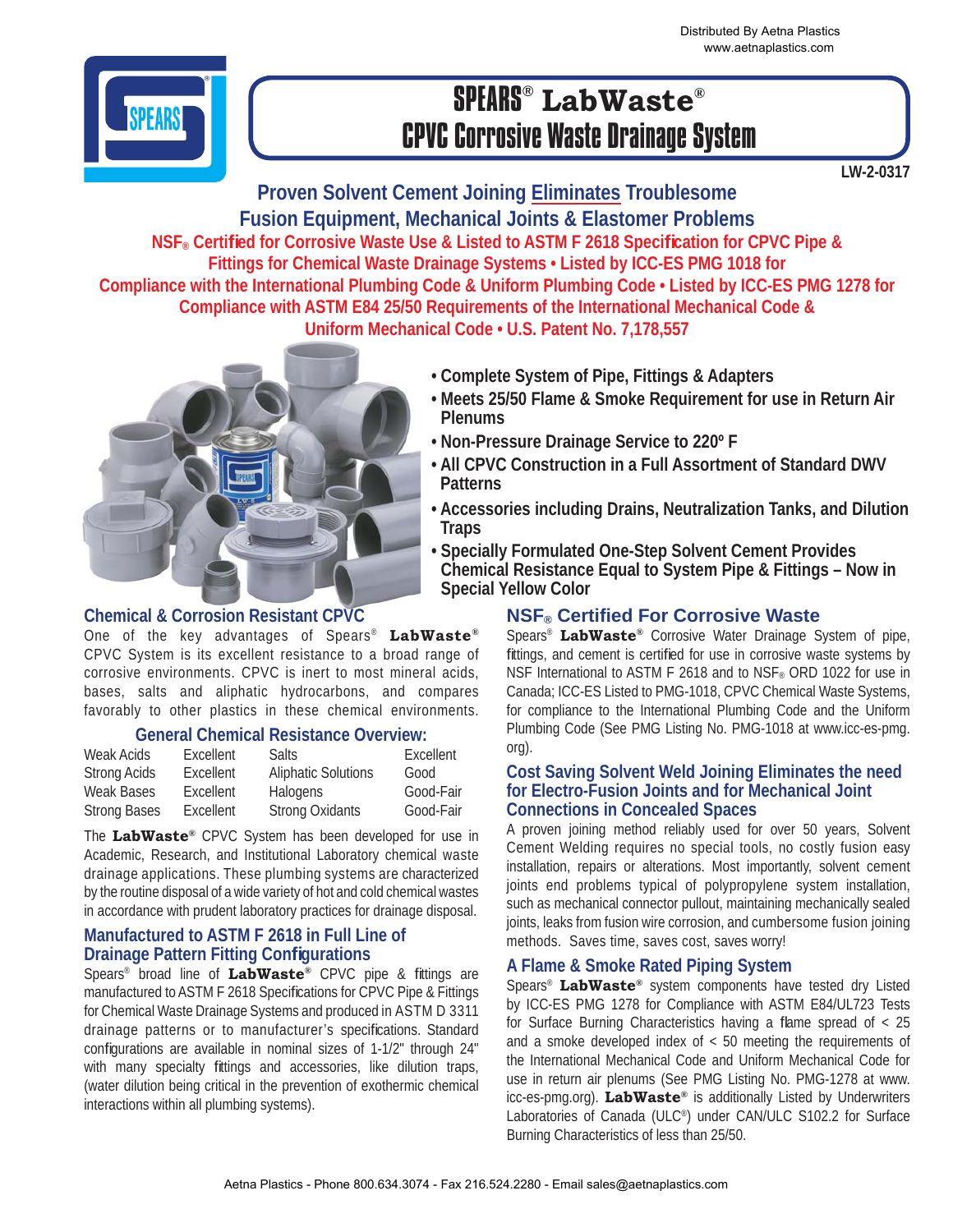Distributed By Aetna Plastics
www.aetnaplastics.com

# SPEARS® LabWaste® CPVC Corrosive Waste Drainage System

LW-2-0317

## Proven Solvent Cement Joining Eliminates Troublesome Fusion Equipment, Mechanical Joints & Elastomer Problems

**NSF® Certified for Corrosive Waste Use & Listed to ASTM F 2618 Specification for CPVC Pipe & Fittings for Chemical Waste Drainage Systems • Listed by ICC-ES PMG 1018 for Compliance with the International Plumbing Code & Uniform Plumbing Code • Listed by ICC-ES PMG 1278 for Compliance with ASTM E84 25/50 Requirements of the International Mechanical Code & Uniform Mechanical Code • U.S. Patent No. 7,178,557**

- **Complete System of Pipe, Fittings & Adapters**
- **Meets 25/50 Flame & Smoke Requirement for use in Return Air Plenums**
- **Non-Pressure Drainage Service to 220° F**
- **All CPVC Construction in a Full Assortment of Standard DWV Patterns**
- **Accessories including Drains, Neutralization Tanks, and Dilution Traps**
- **Specially Formulated One-Step Solvent Cement Provides Chemical Resistance Equal to System Pipe & Fittings – Now in Special Yellow Color**

### Chemical & Corrosion Resistant CPVC

One of the key advantages of Spears® **LabWaste®** CPVC System is its excellent resistance to a broad range of corrosive environments. CPVC is inert to most mineral acids, bases, salts and aliphatic hydrocarbons, and compares favorably to other plastics in these chemical environments.

#### General Chemical Resistance Overview:

| | | | |
|---|---|---|---|
| Weak Acids | Excellent | Salts | Excellent |
| Strong Acids | Excellent | Aliphatic Solutions | Good |
| Weak Bases | Excellent | Halogens | Good-Fair |
| Strong Bases | Excellent | Strong Oxidants | Good-Fair |

The **LabWaste®** CPVC System has been developed for use in Academic, Research, and Institutional Laboratory chemical waste drainage applications. These plumbing systems are characterized by the routine disposal of a wide variety of hot and cold chemical wastes in accordance with prudent laboratory practices for drainage disposal.

### Manufactured to ASTM F 2618 in Full Line of Drainage Pattern Fitting Configurations

Spears® broad line of **LabWaste®** CPVC pipe & fittings are manufactured to ASTM F 2618 Specifications for CPVC Pipe & Fittings for Chemical Waste Drainage Systems and produced in ASTM D 3311 drainage patterns or to manufacturer's specifications. Standard configurations are available in nominal sizes of 1-1/2" through 24" with many specialty fittings and accessories, like dilution traps, (water dilution being critical in the prevention of exothermic chemical interactions within all plumbing systems).

### NSF® Certified For Corrosive Waste

Spears® **LabWaste®** Corrosive Water Drainage System of pipe, fittings, and cement is certified for use in corrosive waste systems by NSF International to ASTM F 2618 and to NSF® ORD 1022 for use in Canada; ICC-ES Listed to PMG-1018, CPVC Chemical Waste Systems, for compliance to the International Plumbing Code and the Uniform Plumbing Code (See PMG Listing No. PMG-1018 at www.icc-es-pmg.org).

### Cost Saving Solvent Weld Joining Eliminates the need for Electro-Fusion Joints and for Mechanical Joint Connections in Concealed Spaces

A proven joining method reliably used for over 50 years, Solvent Cement Welding requires no special tools, no costly fusion easy installation, repairs or alterations. Most importantly, solvent cement joints end problems typical of polypropylene system installation, such as mechanical connector pullout, maintaining mechanically sealed joints, leaks from fusion wire corrosion, and cumbersome fusion joining methods. Saves time, saves cost, saves worry!

### A Flame & Smoke Rated Piping System

Spears® **LabWaste®** system components have tested dry Listed by ICC-ES PMG 1278 for Compliance with ASTM E84/UL723 Tests for Surface Burning Characteristics having a flame spread of < 25 and a smoke developed index of < 50 meeting the requirements of the International Mechanical Code and Uniform Mechanical Code for use in return air plenums (See PMG Listing No. PMG-1278 at www.icc-es-pmg.org). **LabWaste®** is additionally Listed by Underwriters Laboratories of Canada (ULC®) under CAN/ULC S102.2 for Surface Burning Characteristics of less than 25/50.

Aetna Plastics - Phone 800.634.3074 - Fax 216.524.2280 - Email sales@aetnaplastics.com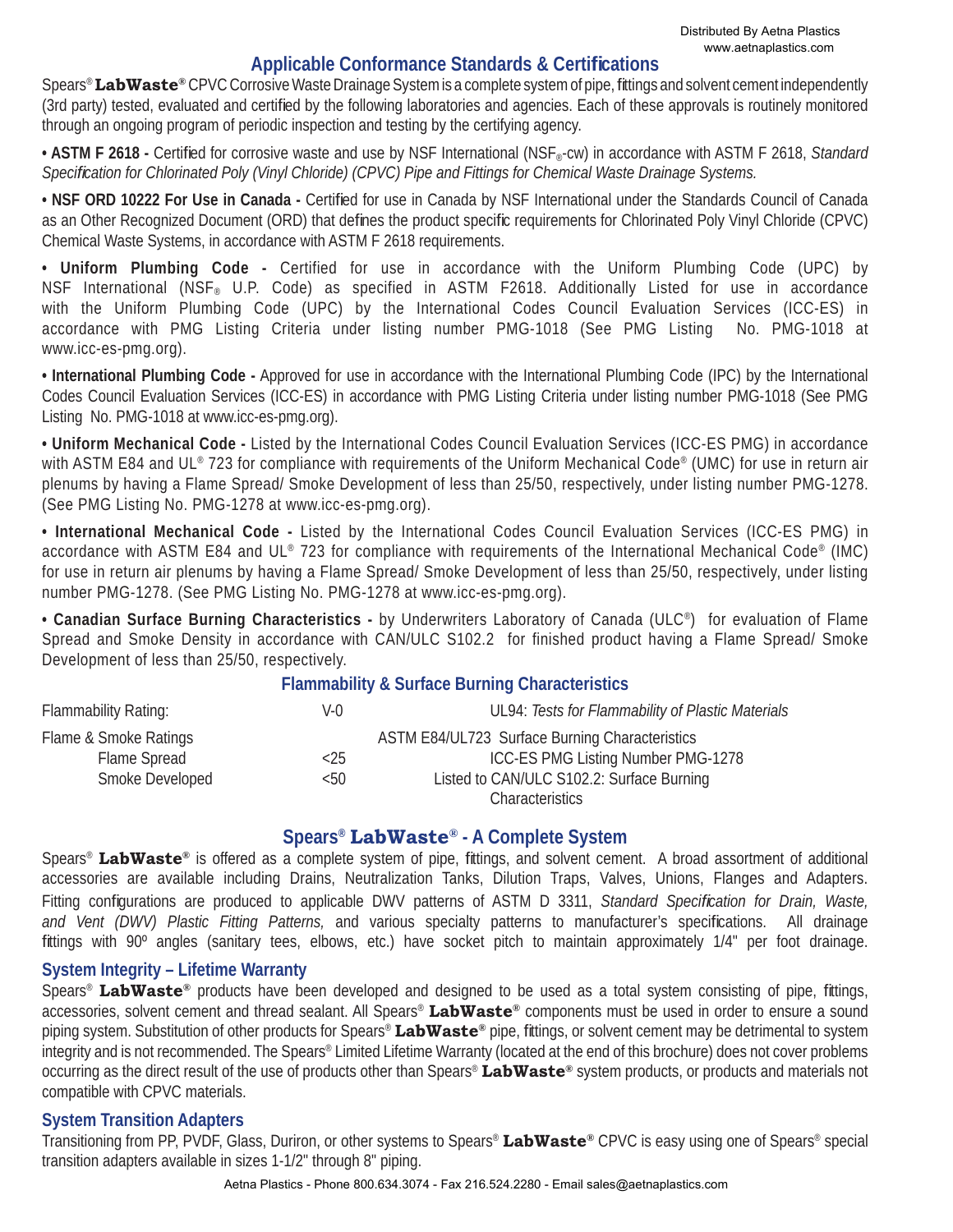## Applicable Conformance Standards & Certifications

Spears® **LabWaste®** CPVC Corrosive Waste Drainage System is a complete system of pipe, fittings and solvent cement independently (3rd party) tested, evaluated and certified by the following laboratories and agencies. Each of these approvals is routinely monitored through an ongoing program of periodic inspection and testing by the certifying agency.

**• ASTM F 2618 -** Certified for corrosive waste and use by NSF International (NSF®-cw) in accordance with ASTM F 2618, *Standard Specification for Chlorinated Poly (Vinyl Chloride) (CPVC) Pipe and Fittings for Chemical Waste Drainage Systems.*

**• NSF ORD 10222 For Use in Canada -** Certified for use in Canada by NSF International under the Standards Council of Canada as an Other Recognized Document (ORD) that defines the product specific requirements for Chlorinated Poly Vinyl Chloride (CPVC) Chemical Waste Systems, in accordance with ASTM F 2618 requirements.

**• Uniform Plumbing Code -** Certified for use in accordance with the Uniform Plumbing Code (UPC) by NSF International (NSF® U.P. Code) as specified in ASTM F2618. Additionally Listed for use in accordance with the Uniform Plumbing Code (UPC) by the International Codes Council Evaluation Services (ICC-ES) in accordance with PMG Listing Criteria under listing number PMG-1018 (See PMG Listing No. PMG-1018 at www.icc-es-pmg.org).

**• International Plumbing Code -** Approved for use in accordance with the International Plumbing Code (IPC) by the International Codes Council Evaluation Services (ICC-ES) in accordance with PMG Listing Criteria under listing number PMG-1018 (See PMG Listing No. PMG-1018 at www.icc-es-pmg.org).

**• Uniform Mechanical Code -** Listed by the International Codes Council Evaluation Services (ICC-ES PMG) in accordance with ASTM E84 and UL® 723 for compliance with requirements of the Uniform Mechanical Code® (UMC) for use in return air plenums by having a Flame Spread/ Smoke Development of less than 25/50, respectively, under listing number PMG-1278. (See PMG Listing No. PMG-1278 at www.icc-es-pmg.org).

**• International Mechanical Code -** Listed by the International Codes Council Evaluation Services (ICC-ES PMG) in accordance with ASTM E84 and UL® 723 for compliance with requirements of the International Mechanical Code® (IMC) for use in return air plenums by having a Flame Spread/ Smoke Development of less than 25/50, respectively, under listing number PMG-1278. (See PMG Listing No. PMG-1278 at www.icc-es-pmg.org).

**• Canadian Surface Burning Characteristics -** by Underwriters Laboratory of Canada (ULC®) for evaluation of Flame Spread and Smoke Density in accordance with CAN/ULC S102.2 for finished product having a Flame Spread/ Smoke Development of less than 25/50, respectively.

### Flammability & Surface Burning Characteristics

| | | |
|---|---|---|
| Flammability Rating: | V-0 | UL94: *Tests for Flammability of Plastic Materials* |
| Flame & Smoke Ratings | | ASTM E84/UL723 Surface Burning Characteristics |
| Flame Spread | <25 | ICC-ES PMG Listing Number PMG-1278 |
| Smoke Developed | <50 | Listed to CAN/ULC S102.2: Surface Burning Characteristics |

## Spears® LabWaste® - A Complete System

Spears® **LabWaste®** is offered as a complete system of pipe, fittings, and solvent cement. A broad assortment of additional accessories are available including Drains, Neutralization Tanks, Dilution Traps, Valves, Unions, Flanges and Adapters. Fitting configurations are produced to applicable DWV patterns of ASTM D 3311, *Standard Specification for Drain, Waste, and Vent (DWV) Plastic Fitting Patterns,* and various specialty patterns to manufacturer's specifications. All drainage fittings with 90º angles (sanitary tees, elbows, etc.) have socket pitch to maintain approximately 1/4" per foot drainage.

### System Integrity – Lifetime Warranty

Spears® **LabWaste®** products have been developed and designed to be used as a total system consisting of pipe, fittings, accessories, solvent cement and thread sealant. All Spears® **LabWaste®** components must be used in order to ensure a sound piping system. Substitution of other products for Spears® **LabWaste®** pipe, fittings, or solvent cement may be detrimental to system integrity and is not recommended. The Spears® Limited Lifetime Warranty (located at the end of this brochure) does not cover problems occurring as the direct result of the use of products other than Spears® **LabWaste®** system products, or products and materials not compatible with CPVC materials.

### System Transition Adapters

Transitioning from PP, PVDF, Glass, Duriron, or other systems to Spears® **LabWaste®** CPVC is easy using one of Spears® special transition adapters available in sizes 1-1/2" through 8" piping.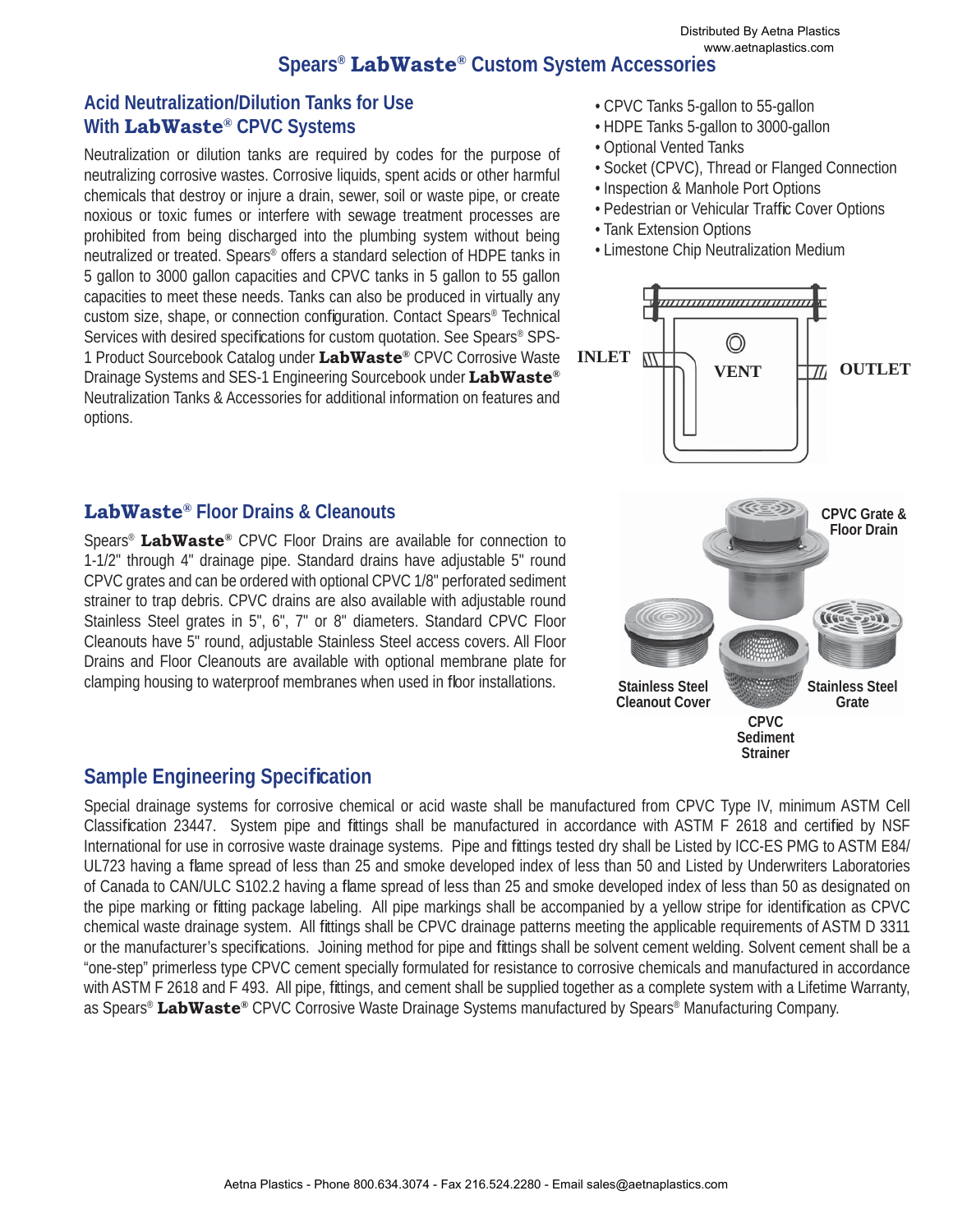# Spears® LabWaste® Custom System Accessories

## Acid Neutralization/Dilution Tanks for Use With LabWaste® CPVC Systems

Neutralization or dilution tanks are required by codes for the purpose of neutralizing corrosive wastes. Corrosive liquids, spent acids or other harmful chemicals that destroy or injure a drain, sewer, soil or waste pipe, or create noxious or toxic fumes or interfere with sewage treatment processes are prohibited from being discharged into the plumbing system without being neutralized or treated. Spears® offers a standard selection of HDPE tanks in 5 gallon to 3000 gallon capacities and CPVC tanks in 5 gallon to 55 gallon capacities to meet these needs. Tanks can also be produced in virtually any custom size, shape, or connection configuration. Contact Spears® Technical Services with desired specifications for custom quotation. See Spears® SPS-1 Product Sourcebook Catalog under **LabWaste®** CPVC Corrosive Waste Drainage Systems and SES-1 Engineering Sourcebook under **LabWaste®** Neutralization Tanks & Accessories for additional information on features and options.

- CPVC Tanks 5-gallon to 55-gallon
- HDPE Tanks 5-gallon to 3000-gallon
- Optional Vented Tanks
- Socket (CPVC), Thread or Flanged Connection
- Inspection & Manhole Port Options
- Pedestrian or Vehicular Traffic Cover Options
- Tank Extension Options
- Limestone Chip Neutralization Medium

INLET VENT OUTLET

## LabWaste® Floor Drains & Cleanouts

Spears® **LabWaste®** CPVC Floor Drains are available for connection to 1-1/2" through 4" drainage pipe. Standard drains have adjustable 5" round CPVC grates and can be ordered with optional CPVC 1/8" perforated sediment strainer to trap debris. CPVC drains are also available with adjustable round Stainless Steel grates in 5", 6", 7" or 8" diameters. Standard CPVC Floor Cleanouts have 5" round, adjustable Stainless Steel access covers. All Floor Drains and Floor Cleanouts are available with optional membrane plate for clamping housing to waterproof membranes when used in floor installations.

CPVC Grate & Floor Drain

Stainless Steel Cleanout Cover

CPVC Sediment Strainer

Stainless Steel Grate

## Sample Engineering Specification

Special drainage systems for corrosive chemical or acid waste shall be manufactured from CPVC Type IV, minimum ASTM Cell Classification 23447. System pipe and fittings shall be manufactured in accordance with ASTM F 2618 and certified by NSF International for use in corrosive waste drainage systems. Pipe and fittings tested dry shall be Listed by ICC-ES PMG to ASTM E84/UL723 having a flame spread of less than 25 and smoke developed index of less than 50 and Listed by Underwriters Laboratories of Canada to CAN/ULC S102.2 having a flame spread of less than 25 and smoke developed index of less than 50 as designated on the pipe marking or fitting package labeling. All pipe markings shall be accompanied by a yellow stripe for identification as CPVC chemical waste drainage system. All fittings shall be CPVC drainage patterns meeting the applicable requirements of ASTM D 3311 or the manufacturer's specifications. Joining method for pipe and fittings shall be solvent cement welding. Solvent cement shall be a "one-step" primerless type CPVC cement specially formulated for resistance to corrosive chemicals and manufactured in accordance with ASTM F 2618 and F 493. All pipe, fittings, and cement shall be supplied together as a complete system with a Lifetime Warranty, as Spears® **LabWaste®** CPVC Corrosive Waste Drainage Systems manufactured by Spears® Manufacturing Company.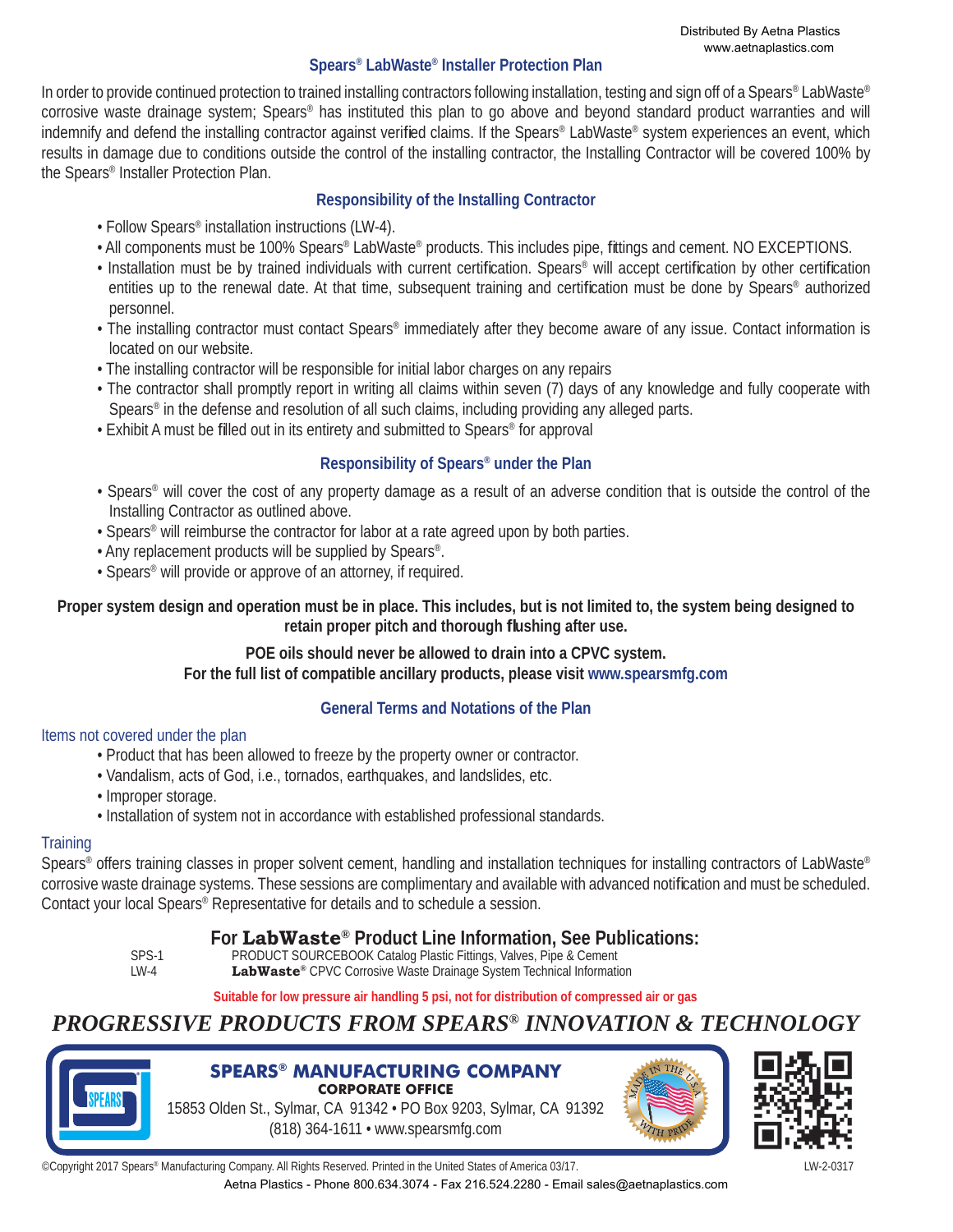Distributed By Aetna Plastics
www.aetnaplastics.com

## Spears® LabWaste® Installer Protection Plan

In order to provide continued protection to trained installing contractors following installation, testing and sign off of a Spears® LabWaste® corrosive waste drainage system; Spears® has instituted this plan to go above and beyond standard product warranties and will indemnify and defend the installing contractor against verified claims. If the Spears® LabWaste® system experiences an event, which results in damage due to conditions outside the control of the installing contractor, the Installing Contractor will be covered 100% by the Spears® Installer Protection Plan.

### Responsibility of the Installing Contractor

- Follow Spears® installation instructions (LW-4).
- All components must be 100% Spears® LabWaste® products. This includes pipe, fittings and cement. NO EXCEPTIONS.
- Installation must be by trained individuals with current certification. Spears® will accept certification by other certification entities up to the renewal date. At that time, subsequent training and certification must be done by Spears® authorized personnel.
- The installing contractor must contact Spears® immediately after they become aware of any issue. Contact information is located on our website.
- The installing contractor will be responsible for initial labor charges on any repairs
- The contractor shall promptly report in writing all claims within seven (7) days of any knowledge and fully cooperate with Spears® in the defense and resolution of all such claims, including providing any alleged parts.
- Exhibit A must be filled out in its entirety and submitted to Spears® for approval

### Responsibility of Spears® under the Plan

- Spears® will cover the cost of any property damage as a result of an adverse condition that is outside the control of the Installing Contractor as outlined above.
- Spears® will reimburse the contractor for labor at a rate agreed upon by both parties.
- Any replacement products will be supplied by Spears®.
- Spears® will provide or approve of an attorney, if required.

**Proper system design and operation must be in place. This includes, but is not limited to, the system being designed to retain proper pitch and thorough flushing after use.**

**POE oils should never be allowed to drain into a CPVC system.**
**For the full list of compatible ancillary products, please visit www.spearsmfg.com**

### General Terms and Notations of the Plan

#### Items not covered under the plan

- Product that has been allowed to freeze by the property owner or contractor.
- Vandalism, acts of God, i.e., tornados, earthquakes, and landslides, etc.
- Improper storage.
- Installation of system not in accordance with established professional standards.

#### Training

Spears® offers training classes in proper solvent cement, handling and installation techniques for installing contractors of LabWaste® corrosive waste drainage systems. These sessions are complimentary and available with advanced notification and must be scheduled. Contact your local Spears® Representative for details and to schedule a session.

### For LabWaste® Product Line Information, See Publications:

| | |
|---|---|
| SPS-1 | PRODUCT SOURCEBOOK Catalog Plastic Fittings, Valves, Pipe & Cement |
| LW-4 | **LabWaste®** CPVC Corrosive Waste Drainage System Technical Information |

**Suitable for low pressure air handling 5 psi, not for distribution of compressed air or gas**

***PROGRESSIVE PRODUCTS FROM SPEARS® INNOVATION & TECHNOLOGY***

**SPEARS® MANUFACTURING COMPANY**
**CORPORATE OFFICE**
15853 Olden St., Sylmar, CA 91342 • PO Box 9203, Sylmar, CA 91392
(818) 364-1611 • www.spearsmfg.com

MADE IN THE U.S.A. WITH PRIDE

©Copyright 2017 Spears® Manufacturing Company. All Rights Reserved. Printed in the United States of America 03/17.

LW-2-0317

Aetna Plastics - Phone 800.634.3074 - Fax 216.524.2280 - Email sales@aetnaplastics.com